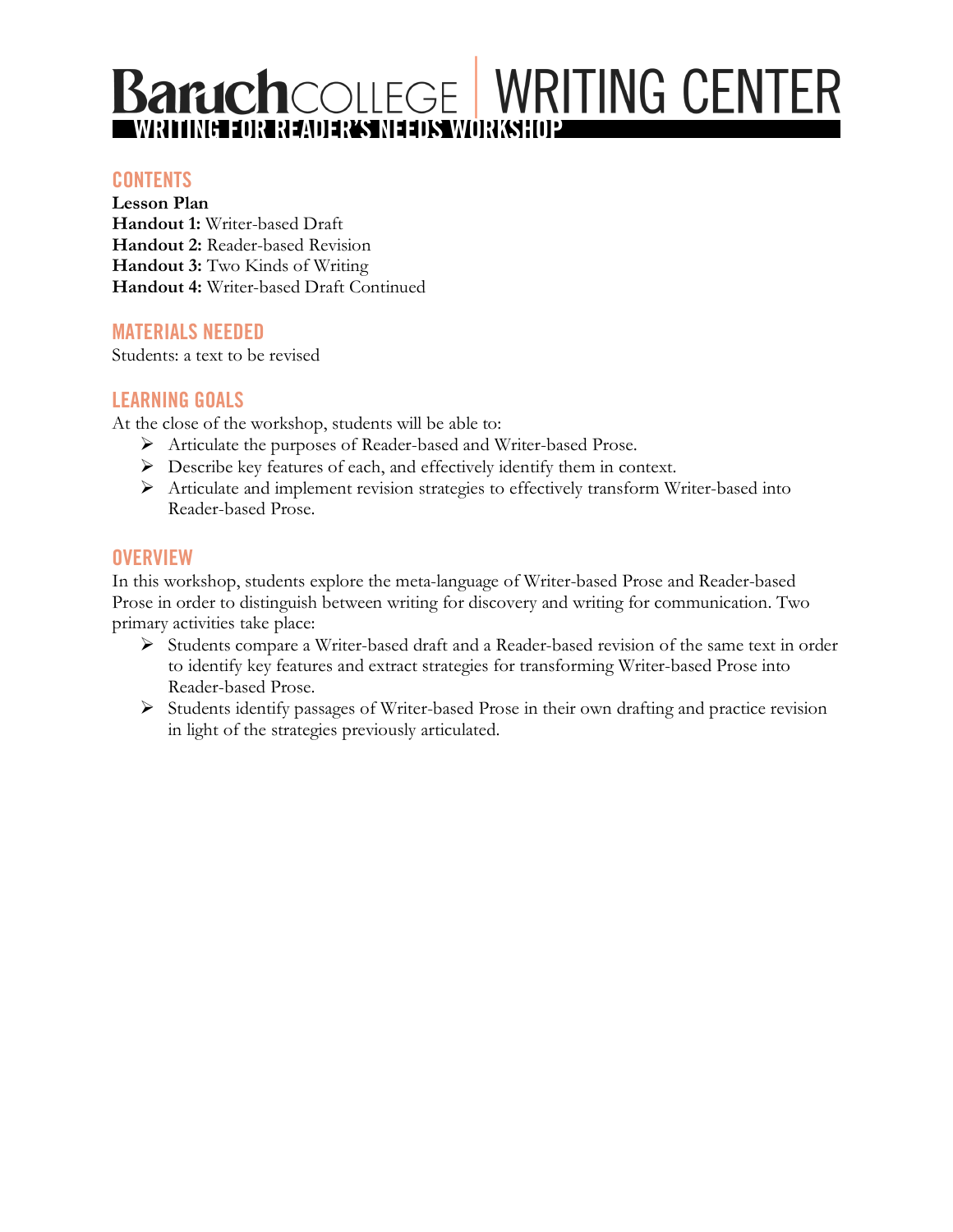# Baruch COLLEGE | WRITING CENTER

## WRITING FOR READER'S NEEDS WORKSHOP

## CONTENTS

**Lesson Plan**
**Handout 1:** Writer-based Draft
**Handout 2:** Reader-based Revision
**Handout 3:** Two Kinds of Writing
**Handout 4:** Writer-based Draft Continued

## MATERIALS NEEDED

Students: a text to be revised

## LEARNING GOALS

At the close of the workshop, students will be able to:

- Articulate the purposes of Reader-based and Writer-based Prose.
- Describe key features of each, and effectively identify them in context.
- Articulate and implement revision strategies to effectively transform Writer-based into Reader-based Prose.

## OVERVIEW

In this workshop, students explore the meta-language of Writer-based Prose and Reader-based Prose in order to distinguish between writing for discovery and writing for communication. Two primary activities take place:

- Students compare a Writer-based draft and a Reader-based revision of the same text in order to identify key features and extract strategies for transforming Writer-based Prose into Reader-based Prose.
- Students identify passages of Writer-based Prose in their own drafting and practice revision in light of the strategies previously articulated.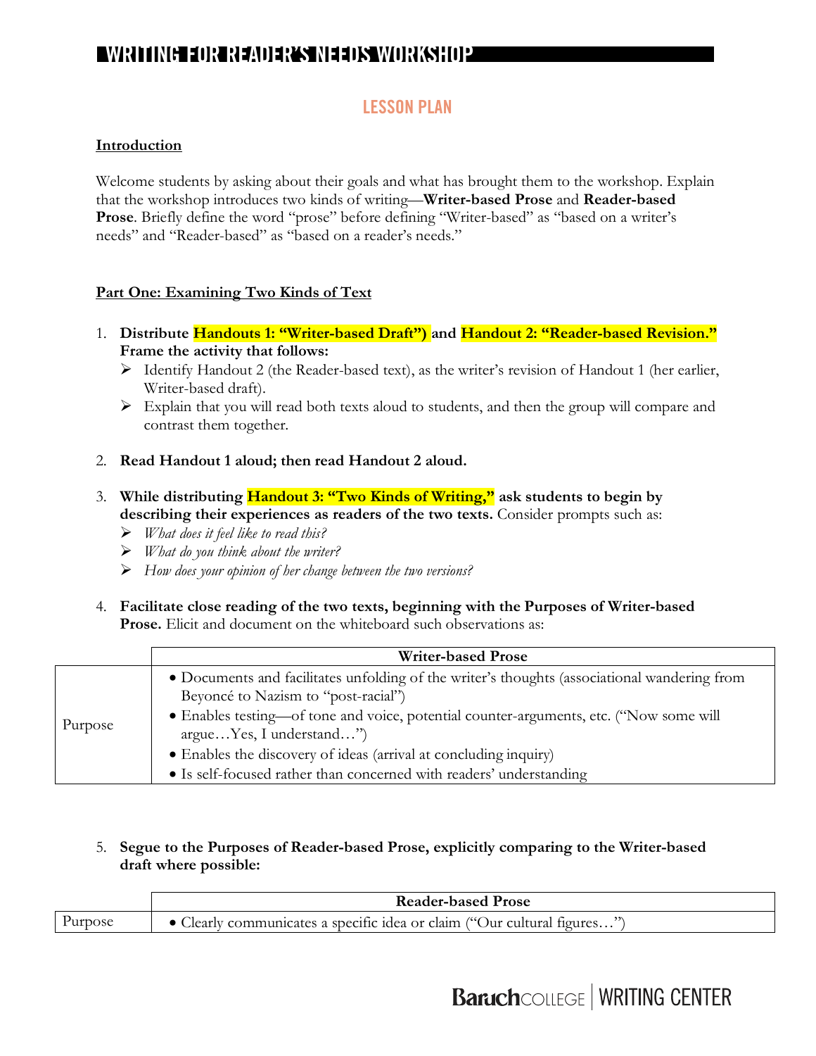# WRITING FOR READER'S NEEDS WORKSHOP

## LESSON PLAN

**Introduction**

Welcome students by asking about their goals and what has brought them to the workshop. Explain that the workshop introduces two kinds of writing—**Writer-based Prose** and **Reader-based Prose**. Briefly define the word "prose" before defining "Writer-based" as "based on a writer's needs" and "Reader-based" as "based on a reader's needs."

**Part One: Examining Two Kinds of Text**

1. **Distribute Handouts 1: "Writer-based Draft") and Handout 2: "Reader-based Revision." Frame the activity that follows:**
   - Identify Handout 2 (the Reader-based text), as the writer's revision of Handout 1 (her earlier, Writer-based draft).
   - Explain that you will read both texts aloud to students, and then the group will compare and contrast them together.

2. **Read Handout 1 aloud; then read Handout 2 aloud.**

3. **While distributing Handout 3: "Two Kinds of Writing," ask students to begin by describing their experiences as readers of the two texts.** Consider prompts such as:
   - *What does it feel like to read this?*
   - *What do you think about the writer?*
   - *How does your opinion of her change between the two versions?*

4. **Facilitate close reading of the two texts, beginning with the Purposes of Writer-based Prose.** Elicit and document on the whiteboard such observations as:

| | Writer-based Prose |
|---|---|
| Purpose | • Documents and facilitates unfolding of the writer's thoughts (associational wandering from Beyoncé to Nazism to "post-racial")<br>• Enables testing—of tone and voice, potential counter-arguments, etc. ("Now some will argue…Yes, I understand…")<br>• Enables the discovery of ideas (arrival at concluding inquiry)<br>• Is self-focused rather than concerned with readers' understanding |

5. **Segue to the Purposes of Reader-based Prose, explicitly comparing to the Writer-based draft where possible:**

| | Reader-based Prose |
|---|---|
| Purpose | • Clearly communicates a specific idea or claim ("Our cultural figures…") |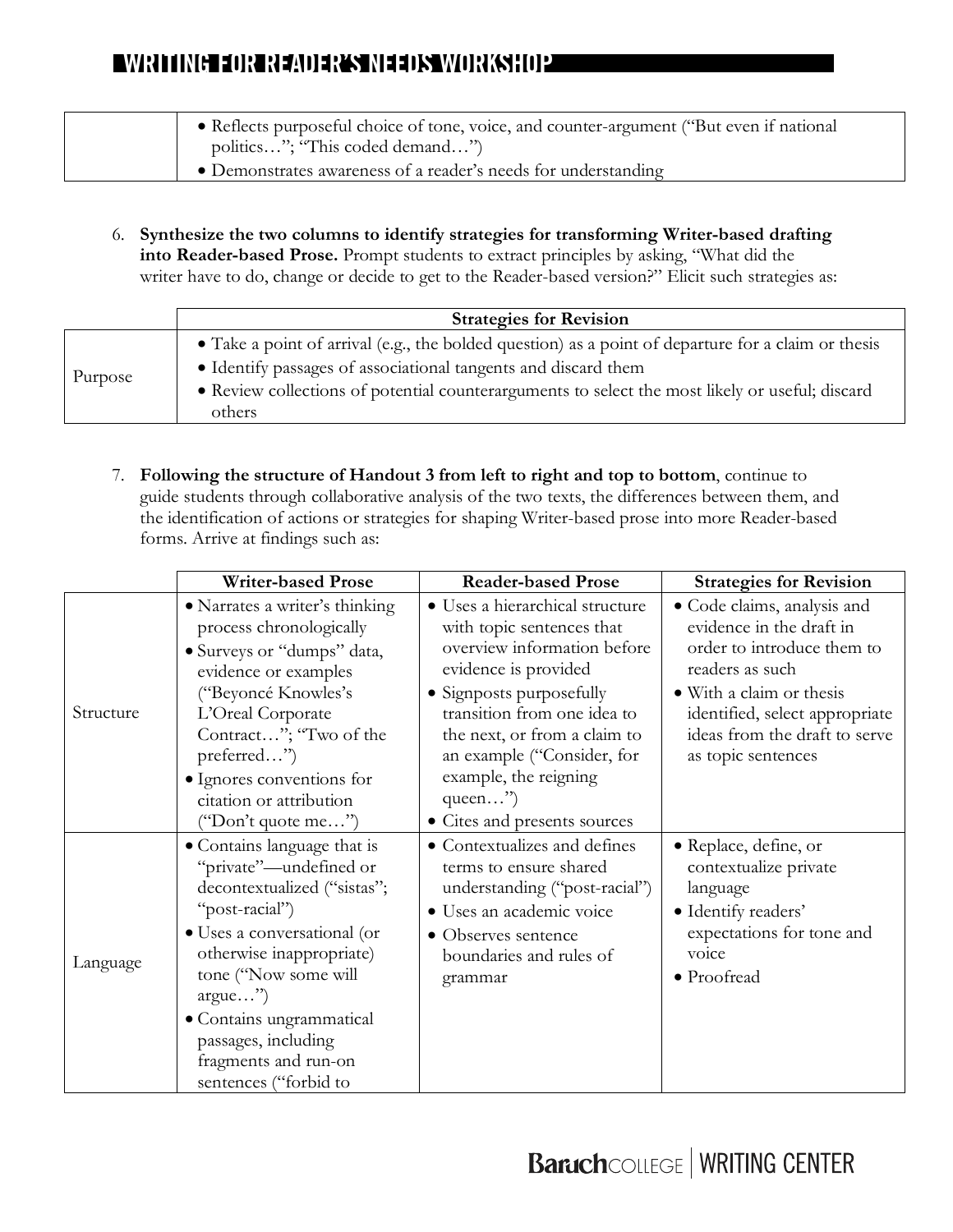|  | • Reflects purposeful choice of tone, voice, and counter-argument ("But even if national politics…"; "This coded demand…")<br>• Demonstrates awareness of a reader's needs for understanding |
|---|---|

6. **Synthesize the two columns to identify strategies for transforming Writer-based drafting into Reader-based Prose.** Prompt students to extract principles by asking, "What did the writer have to do, change or decide to get to the Reader-based version?" Elicit such strategies as:

|  | Strategies for Revision |
|---|---|
| Purpose | • Take a point of arrival (e.g., the bolded question) as a point of departure for a claim or thesis<br>• Identify passages of associational tangents and discard them<br>• Review collections of potential counterarguments to select the most likely or useful; discard others |

7. **Following the structure of Handout 3 from left to right and top to bottom**, continue to guide students through collaborative analysis of the two texts, the differences between them, and the identification of actions or strategies for shaping Writer-based prose into more Reader-based forms. Arrive at findings such as:

|  | Writer-based Prose | Reader-based Prose | Strategies for Revision |
|---|---|---|---|
| Structure | • Narrates a writer's thinking process chronologically<br>• Surveys or "dumps" data, evidence or examples ("Beyoncé Knowles's L'Oreal Corporate Contract…"; "Two of the preferred…")<br>• Ignores conventions for citation or attribution ("Don't quote me…") | • Uses a hierarchical structure with topic sentences that overview information before evidence is provided<br>• Signposts purposefully transition from one idea to the next, or from a claim to an example ("Consider, for example, the reigning queen…")<br>• Cites and presents sources | • Code claims, analysis and evidence in the draft in order to introduce them to readers as such<br>• With a claim or thesis identified, select appropriate ideas from the draft to serve as topic sentences |
| Language | • Contains language that is "private"—undefined or decontextualized ("sistas"; "post-racial")<br>• Uses a conversational (or otherwise inappropriate) tone ("Now some will argue…")<br>• Contains ungrammatical passages, including fragments and run-on sentences ("forbid to | • Contextualizes and defines terms to ensure shared understanding ("post-racial")<br>• Uses an academic voice<br>• Observes sentence boundaries and rules of grammar | • Replace, define, or contextualize private language<br>• Identify readers' expectations for tone and voice<br>• Proofread |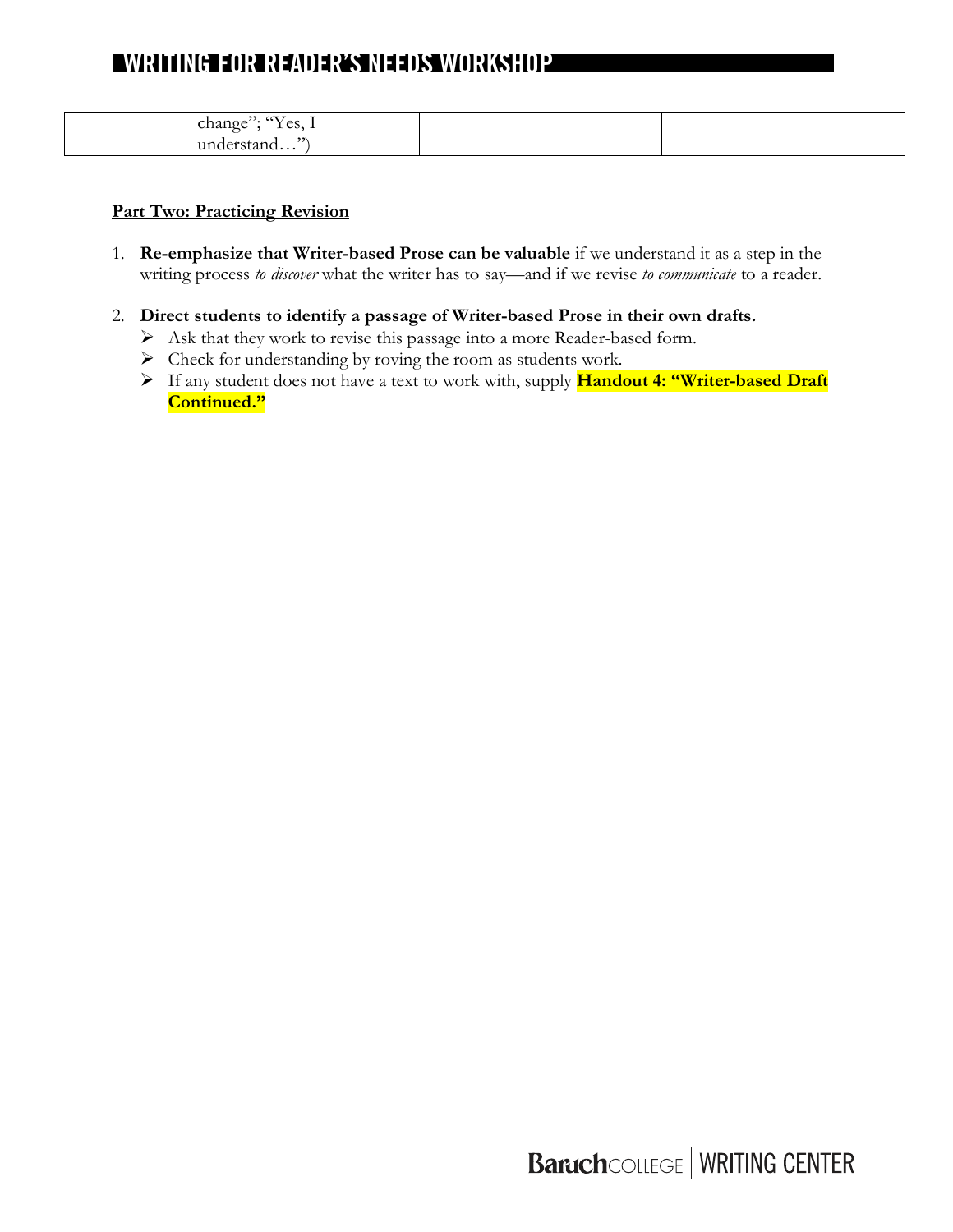| | change"; "Yes, I understand…") | | |
|---|---|---|---|

**Part Two: Practicing Revision**

1. **Re-emphasize that Writer-based Prose can be valuable** if we understand it as a step in the writing process *to discover* what the writer has to say—and if we revise *to communicate* to a reader.

2. **Direct students to identify a passage of Writer-based Prose in their own drafts.**
   - Ask that they work to revise this passage into a more Reader-based form.
   - Check for understanding by roving the room as students work.
   - If any student does not have a text to work with, supply **Handout 4: "Writer-based Draft Continued."**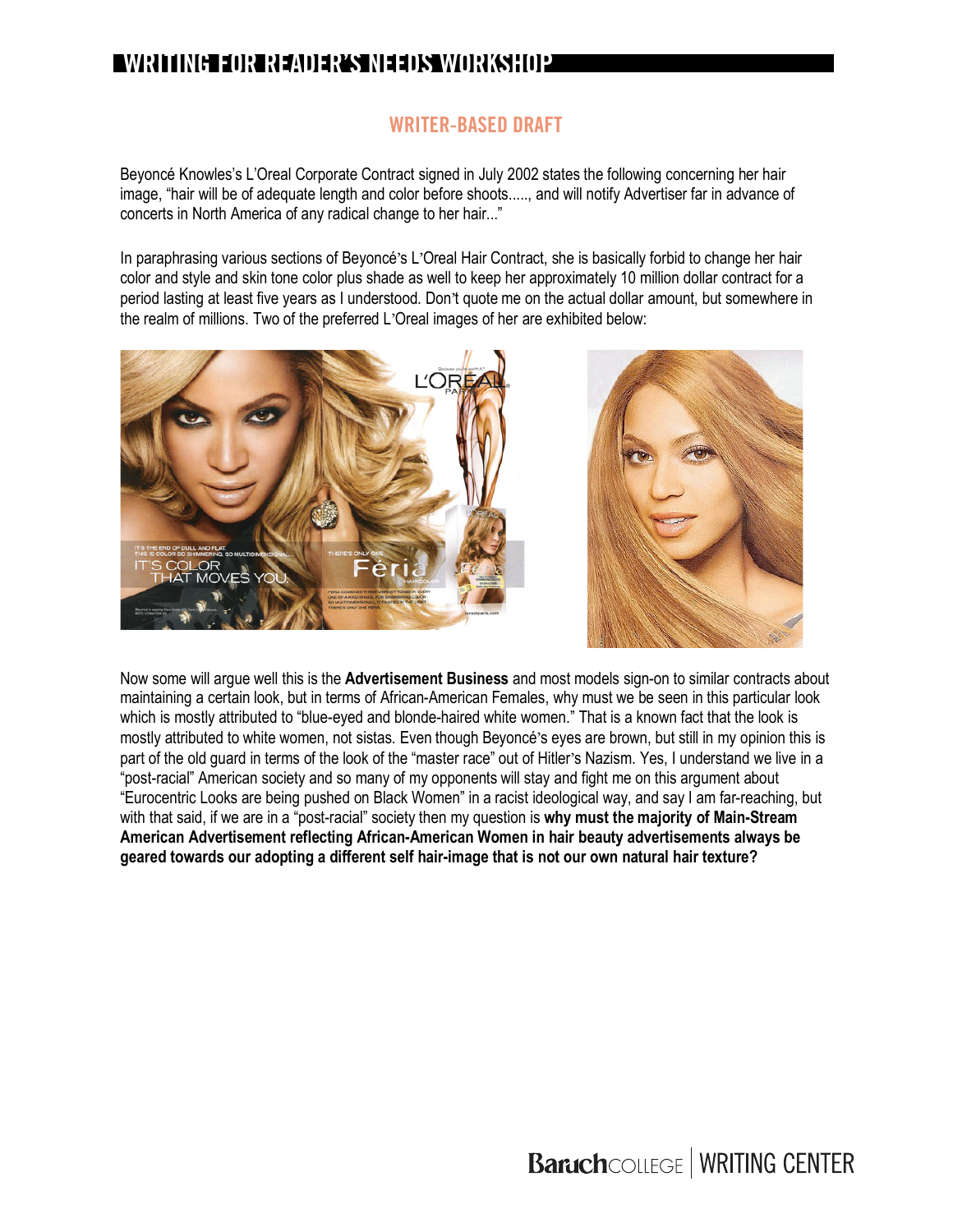# WRITING FOR READER'S NEEDS WORKSHOP

## WRITER-BASED DRAFT

Beyoncé Knowles's L'Oreal Corporate Contract signed in July 2002 states the following concerning her hair image, "hair will be of adequate length and color before shoots....., and will notify Advertiser far in advance of concerts in North America of any radical change to her hair..."

In paraphrasing various sections of Beyoncé's L'Oreal Hair Contract, she is basically forbid to change her hair color and style and skin tone color plus shade as well to keep her approximately 10 million dollar contract for a period lasting at least five years as I understood. Don't quote me on the actual dollar amount, but somewhere in the realm of millions. Two of the preferred L'Oreal images of her are exhibited below:

Now some will argue well this is the **Advertisement Business** and most models sign-on to similar contracts about maintaining a certain look, but in terms of African-American Females, why must we be seen in this particular look which is mostly attributed to "blue-eyed and blonde-haired white women." That is a known fact that the look is mostly attributed to white women, not sistas. Even though Beyoncé's eyes are brown, but still in my opinion this is part of the old guard in terms of the look of the "master race" out of Hitler's Nazism. Yes, I understand we live in a "post-racial" American society and so many of my opponents will stay and fight me on this argument about "Eurocentric Looks are being pushed on Black Women" in a racist ideological way, and say I am far-reaching, but with that said, if we are in a "post-racial" society then my question is **why must the majority of Main-Stream American Advertisement reflecting African-American Women in hair beauty advertisements always be geared towards our adopting a different self hair-image that is not our own natural hair texture?**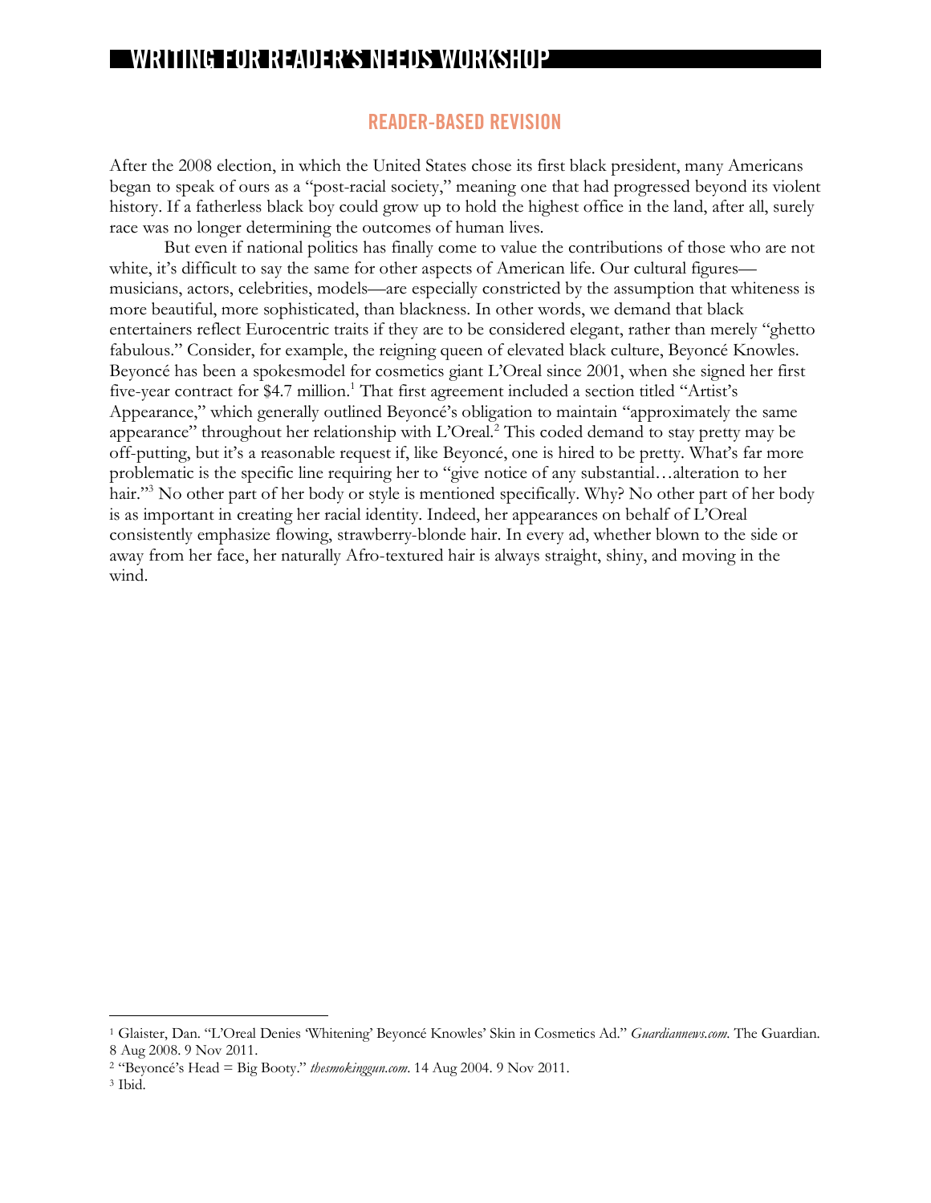# WRITING FOR READER'S NEEDS WORKSHOP

## READER-BASED REVISION

After the 2008 election, in which the United States chose its first black president, many Americans began to speak of ours as a "post-racial society," meaning one that had progressed beyond its violent history. If a fatherless black boy could grow up to hold the highest office in the land, after all, surely race was no longer determining the outcomes of human lives.

But even if national politics has finally come to value the contributions of those who are not white, it's difficult to say the same for other aspects of American life. Our cultural figures—musicians, actors, celebrities, models—are especially constricted by the assumption that whiteness is more beautiful, more sophisticated, than blackness. In other words, we demand that black entertainers reflect Eurocentric traits if they are to be considered elegant, rather than merely "ghetto fabulous." Consider, for example, the reigning queen of elevated black culture, Beyoncé Knowles. Beyoncé has been a spokesmodel for cosmetics giant L'Oreal since 2001, when she signed her first five-year contract for $4.7 million.[1] That first agreement included a section titled "Artist's Appearance," which generally outlined Beyoncé's obligation to maintain "approximately the same appearance" throughout her relationship with L'Oreal.[2] This coded demand to stay pretty may be off-putting, but it's a reasonable request if, like Beyoncé, one is hired to be pretty. What's far more problematic is the specific line requiring her to "give notice of any substantial…alteration to her hair."[3] No other part of her body or style is mentioned specifically. Why? No other part of her body is as important in creating her racial identity. Indeed, her appearances on behalf of L'Oreal consistently emphasize flowing, strawberry-blonde hair. In every ad, whether blown to the side or away from her face, her naturally Afro-textured hair is always straight, shiny, and moving in the wind.

---

[1] Glaister, Dan. "L'Oreal Denies 'Whitening' Beyoncé Knowles' Skin in Cosmetics Ad." *Guardiannews.com.* The Guardian. 8 Aug 2008. 9 Nov 2011.

[2] "Beyoncé's Head = Big Booty." *thesmokinggun.com*. 14 Aug 2004. 9 Nov 2011.

[3] Ibid.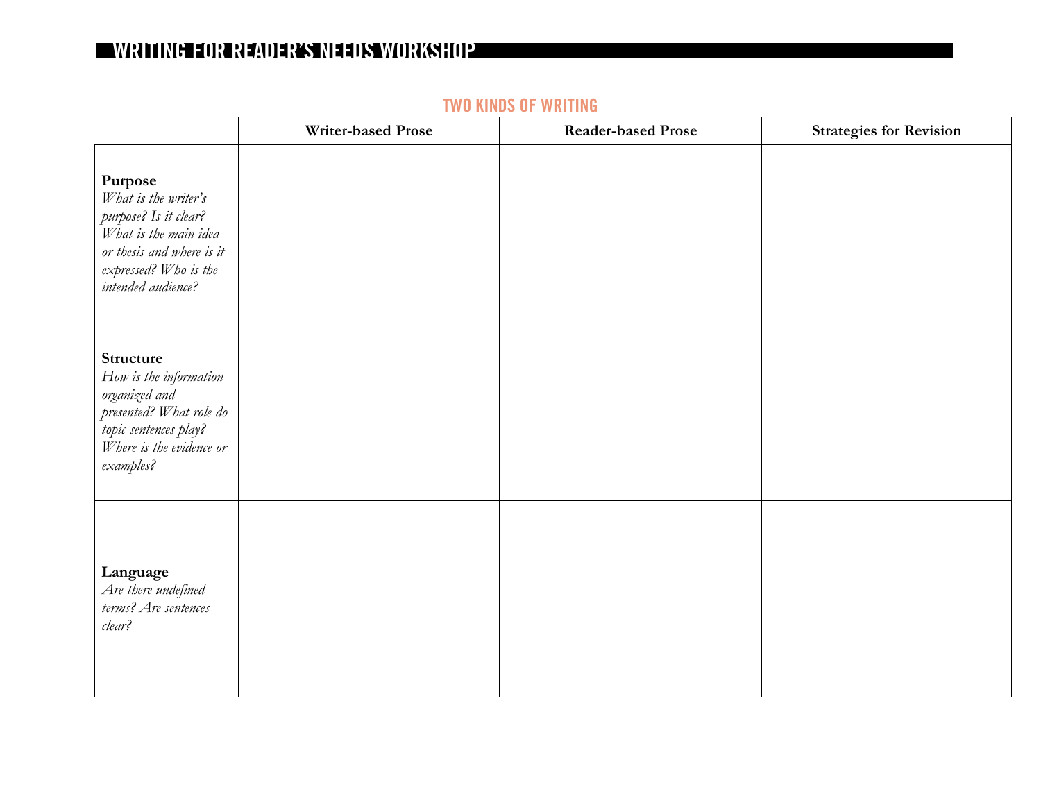# WRITING FOR READER'S NEEDS WORKSHOP

## TWO KINDS OF WRITING

| | Writer-based Prose | Reader-based Prose | Strategies for Revision |
|---|---|---|---|
| **Purpose** *What is the writer's purpose? Is it clear? What is the main idea or thesis and where is it expressed? Who is the intended audience?* | | | |
| **Structure** *How is the information organized and presented? What role do topic sentences play? Where is the evidence or examples?* | | | |
| **Language** *Are there undefined terms? Are sentences clear?* | | | |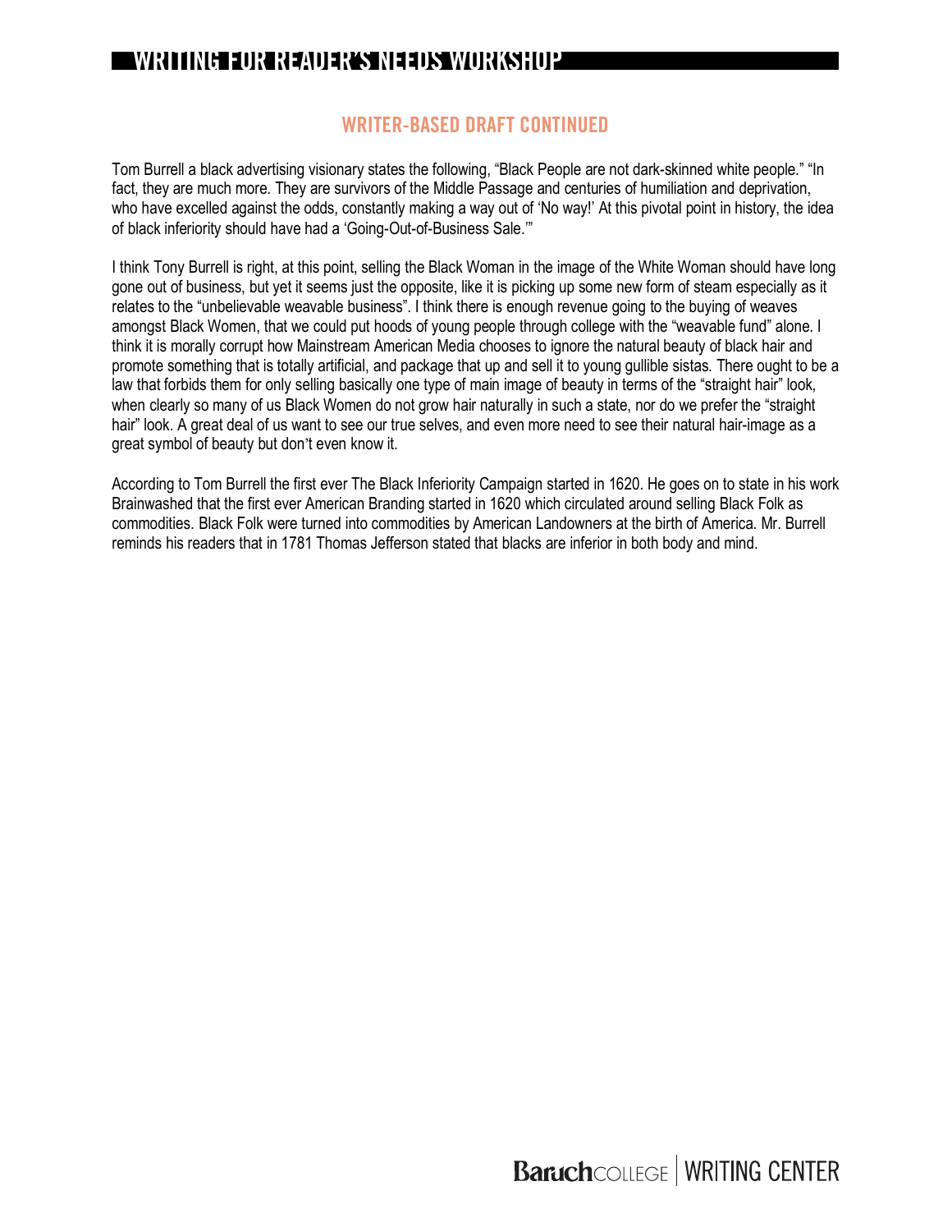## WRITER-BASED DRAFT CONTINUED

Tom Burrell a black advertising visionary states the following, "Black People are not dark-skinned white people." "In fact, they are much more. They are survivors of the Middle Passage and centuries of humiliation and deprivation, who have excelled against the odds, constantly making a way out of 'No way!' At this pivotal point in history, the idea of black inferiority should have had a 'Going-Out-of-Business Sale.'"

I think Tony Burrell is right, at this point, selling the Black Woman in the image of the White Woman should have long gone out of business, but yet it seems just the opposite, like it is picking up some new form of steam especially as it relates to the "unbelievable weavable business". I think there is enough revenue going to the buying of weaves amongst Black Women, that we could put hoods of young people through college with the "weavable fund" alone. I think it is morally corrupt how Mainstream American Media chooses to ignore the natural beauty of black hair and promote something that is totally artificial, and package that up and sell it to young gullible sistas. There ought to be a law that forbids them for only selling basically one type of main image of beauty in terms of the "straight hair" look, when clearly so many of us Black Women do not grow hair naturally in such a state, nor do we prefer the "straight hair" look. A great deal of us want to see our true selves, and even more need to see their natural hair-image as a great symbol of beauty but don't even know it.

According to Tom Burrell the first ever The Black Inferiority Campaign started in 1620. He goes on to state in his work Brainwashed that the first ever American Branding started in 1620 which circulated around selling Black Folk as commodities. Black Folk were turned into commodities by American Landowners at the birth of America. Mr. Burrell reminds his readers that in 1781 Thomas Jefferson stated that blacks are inferior in both body and mind.